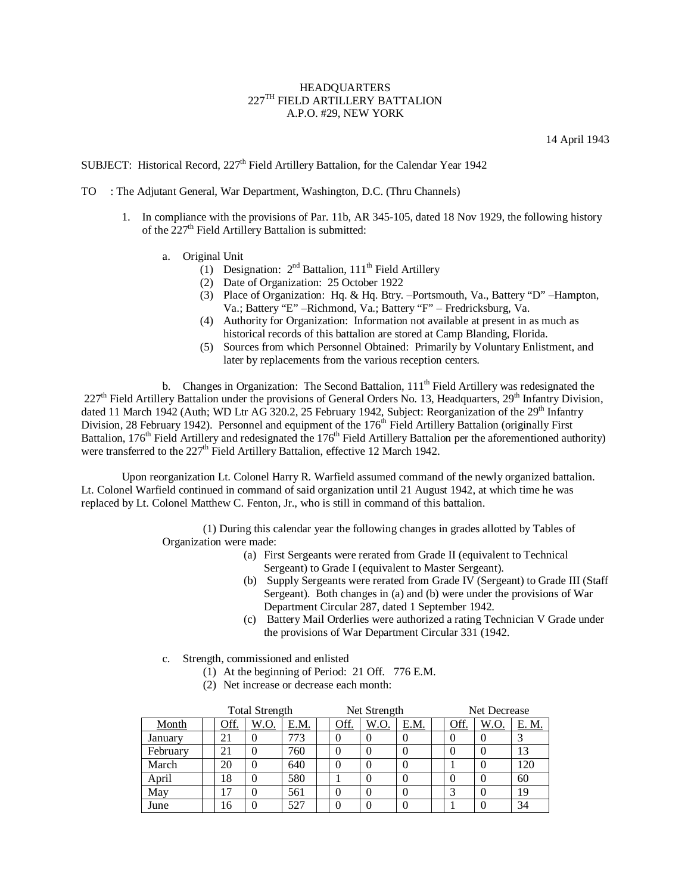HEADQUARTERS
227TH FIELD ARTILLERY BATTALION
A.P.O. #29, NEW YORK

14 April 1943

SUBJECT: Historical Record, 227th Field Artillery Battalion, for the Calendar Year 1942

TO : The Adjutant General, War Department, Washington, D.C. (Thru Channels)

1. In compliance with the provisions of Par. 11b, AR 345-105, dated 18 Nov 1929, the following history of the 227th Field Artillery Battalion is submitted:

   a. Original Unit
      (1) Designation: 2nd Battalion, 111th Field Artillery
      (2) Date of Organization: 25 October 1922
      (3) Place of Organization: Hq. & Hq. Btry. –Portsmouth, Va., Battery "D" –Hampton, Va.; Battery "E" –Richmond, Va.; Battery "F" – Fredricksburg, Va.
      (4) Authority for Organization: Information not available at present in as much as historical records of this battalion are stored at Camp Blanding, Florida.
      (5) Sources from which Personnel Obtained: Primarily by Voluntary Enlistment, and later by replacements from the various reception centers.

   b. Changes in Organization: The Second Battalion, 111th Field Artillery was redesignated the 227th Field Artillery Battalion under the provisions of General Orders No. 13, Headquarters, 29th Infantry Division, dated 11 March 1942 (Auth; WD Ltr AG 320.2, 25 February 1942, Subject: Reorganization of the 29th Infantry Division, 28 February 1942). Personnel and equipment of the 176th Field Artillery Battalion (originally First Battalion, 176th Field Artillery and redesignated the 176th Field Artillery Battalion per the aforementioned authority) were transferred to the 227th Field Artillery Battalion, effective 12 March 1942.

Upon reorganization Lt. Colonel Harry R. Warfield assumed command of the newly organized battalion. Lt. Colonel Warfield continued in command of said organization until 21 August 1942, at which time he was replaced by Lt. Colonel Matthew C. Fenton, Jr., who is still in command of this battalion.

(1) During this calendar year the following changes in grades allotted by Tables of Organization were made:
   (a) First Sergeants were rerated from Grade II (equivalent to Technical Sergeant) to Grade I (equivalent to Master Sergeant).
   (b) Supply Sergeants were rerated from Grade IV (Sergeant) to Grade III (Staff Sergeant). Both changes in (a) and (b) were under the provisions of War Department Circular 287, dated 1 September 1942.
   (c) Battery Mail Orderlies were authorized a rating Technician V Grade under the provisions of War Department Circular 331 (1942.

   c. Strength, commissioned and enlisted
      (1) At the beginning of Period: 21 Off. 776 E.M.
      (2) Net increase or decrease each month:

| | Total Strength | | | Net Strength | | | Net Decrease | | |
|---|---|---|---|---|---|---|---|---|---|
| Month | Off. | W.O. | E.M. | Off. | W.O. | E.M. | Off. | W.O. | E. M. |
| January | 21 | 0 | 773 | 0 | 0 | 0 | 0 | 0 | 3 |
| February | 21 | 0 | 760 | 0 | 0 | 0 | 0 | 0 | 13 |
| March | 20 | 0 | 640 | 0 | 0 | 0 | 1 | 0 | 120 |
| April | 18 | 0 | 580 | 1 | 0 | 0 | 0 | 0 | 60 |
| May | 17 | 0 | 561 | 0 | 0 | 0 | 3 | 0 | 19 |
| June | 16 | 0 | 527 | 0 | 0 | 0 | 1 | 0 | 34 |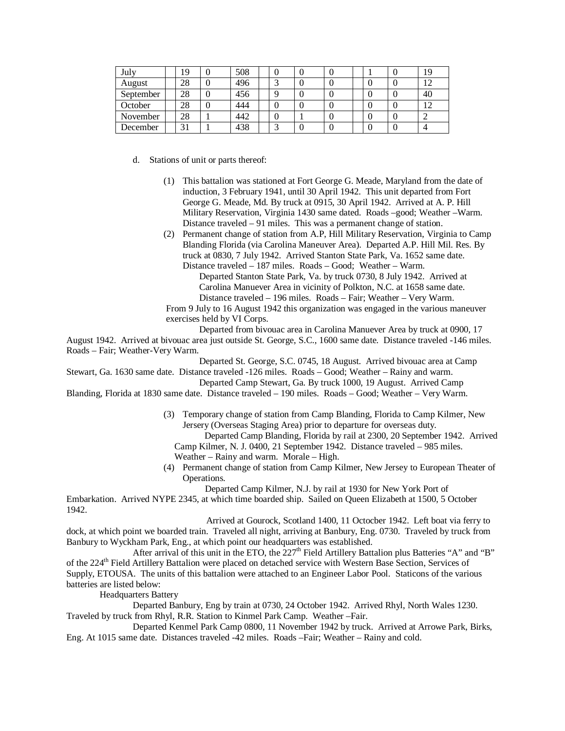| July | | 19 | 0 | 508 | | 0 | 0 | 0 | | 1 | 0 | 19 |
|---|---|---|---|---|---|---|---|---|---|---|---|---|
| August | | 28 | 0 | 496 | | 3 | 0 | 0 | | 0 | 0 | 12 |
| September | | 28 | 0 | 456 | | 9 | 0 | 0 | | 0 | 0 | 40 |
| October | | 28 | 0 | 444 | | 0 | 0 | 0 | | 0 | 0 | 12 |
| November | | 28 | 1 | 442 | | 0 | 1 | 0 | | 0 | 0 | 2 |
| December | | 31 | 1 | 438 | | 3 | 0 | 0 | | 0 | 0 | 4 |

d. Stations of unit or parts thereof:

(1) This battalion was stationed at Fort George G. Meade, Maryland from the date of induction, 3 February 1941, until 30 April 1942. This unit departed from Fort George G. Meade, Md. By truck at 0915, 30 April 1942. Arrived at A. P. Hill Military Reservation, Virginia 1430 same dated. Roads –good; Weather –Warm. Distance traveled – 91 miles. This was a permanent change of station.

(2) Permanent change of station from A.P, Hill Military Reservation, Virginia to Camp Blanding Florida (via Carolina Maneuver Area). Departed A.P. Hill Mil. Res. By truck at 0830, 7 July 1942. Arrived Stanton State Park, Va. 1652 same date. Distance traveled – 187 miles. Roads – Good; Weather – Warm.

Departed Stanton State Park, Va. by truck 0730, 8 July 1942. Arrived at Carolina Manuever Area in vicinity of Polkton, N.C. at 1658 same date. Distance traveled – 196 miles. Roads – Fair; Weather – Very Warm.

From 9 July to 16 August 1942 this organization was engaged in the various maneuver exercises held by VI Corps.

Departed from bivouac area in Carolina Manuever Area by truck at 0900, 17 August 1942. Arrived at bivouac area just outside St. George, S.C., 1600 same date. Distance traveled -146 miles. Roads – Fair; Weather-Very Warm.

Departed St. George, S.C. 0745, 18 August. Arrived bivouac area at Camp Stewart, Ga. 1630 same date. Distance traveled -126 miles. Roads – Good; Weather – Rainy and warm.

Departed Camp Stewart, Ga. By truck 1000, 19 August. Arrived Camp Blanding, Florida at 1830 same date. Distance traveled – 190 miles. Roads – Good; Weather – Very Warm.

(3) Temporary change of station from Camp Blanding, Florida to Camp Kilmer, New Jersey (Overseas Staging Area) prior to departure for overseas duty.

Departed Camp Blanding, Florida by rail at 2300, 20 September 1942. Arrived Camp Kilmer, N. J. 0400, 21 September 1942. Distance traveled – 985 miles. Weather – Rainy and warm. Morale – High.

(4) Permanent change of station from Camp Kilmer, New Jersey to European Theater of Operations.

Departed Camp Kilmer, N.J. by rail at 1930 for New York Port of Embarkation. Arrived NYPE 2345, at which time boarded ship. Sailed on Queen Elizabeth at 1500, 5 October 1942.

Arrived at Gourock, Scotland 1400, 11 Octocber 1942. Left boat via ferry to dock, at which point we boarded train. Traveled all night, arriving at Banbury, Eng. 0730. Traveled by truck from Banbury to Wyckham Park, Eng., at which point our headquarters was established.

After arrival of this unit in the ETO, the 227th Field Artillery Battalion plus Batteries "A" and "B" of the 224th Field Artillery Battalion were placed on detached service with Western Base Section, Services of Supply, ETOUSA. The units of this battalion were attached to an Engineer Labor Pool. Staticons of the various batteries are listed below:

Headquarters Battery

Departed Banbury, Eng by train at 0730, 24 October 1942. Arrived Rhyl, North Wales 1230. Traveled by truck from Rhyl, R.R. Station to Kinmel Park Camp. Weather –Fair.

Departed Kenmel Park Camp 0800, 11 November 1942 by truck. Arrived at Arrowe Park, Birks, Eng. At 1015 same date. Distances traveled -42 miles. Roads –Fair; Weather – Rainy and cold.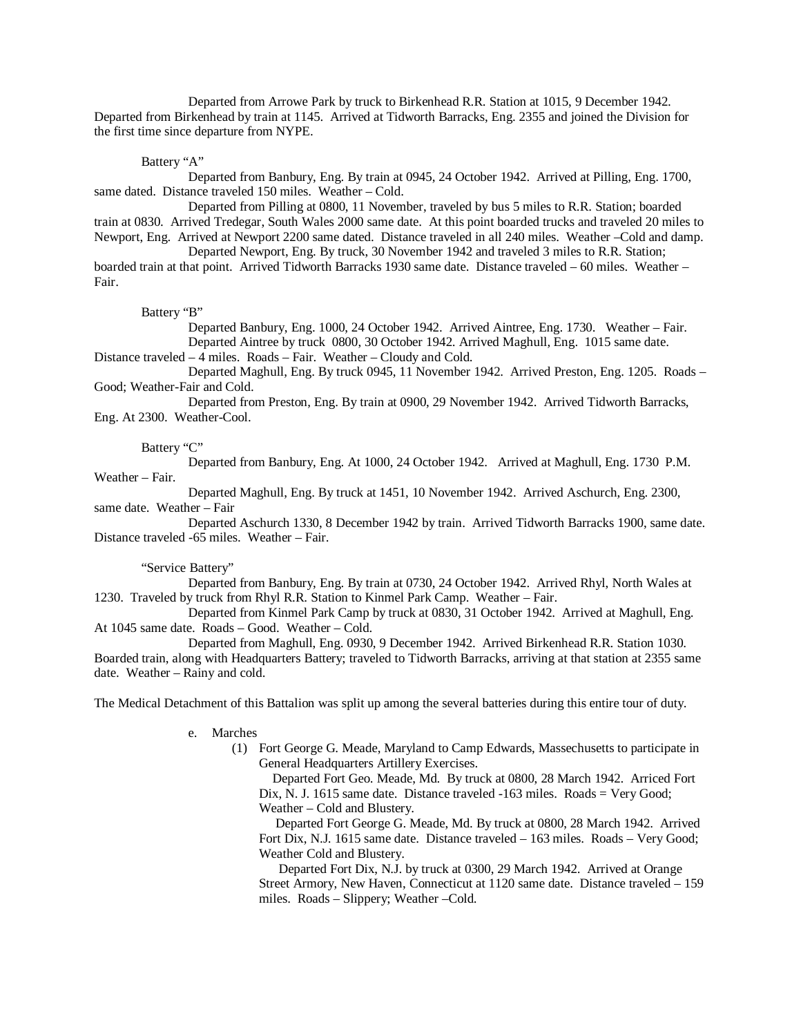Departed from Arrowe Park by truck to Birkenhead R.R. Station at 1015, 9 December 1942. Departed from Birkenhead by train at 1145. Arrived at Tidworth Barracks, Eng. 2355 and joined the Division for the first time since departure from NYPE.

Battery "A"

Departed from Banbury, Eng. By train at 0945, 24 October 1942. Arrived at Pilling, Eng. 1700, same dated. Distance traveled 150 miles. Weather – Cold.

Departed from Pilling at 0800, 11 November, traveled by bus 5 miles to R.R. Station; boarded train at 0830. Arrived Tredegar, South Wales 2000 same date. At this point boarded trucks and traveled 20 miles to Newport, Eng. Arrived at Newport 2200 same dated. Distance traveled in all 240 miles. Weather –Cold and damp.

Departed Newport, Eng. By truck, 30 November 1942 and traveled 3 miles to R.R. Station; boarded train at that point. Arrived Tidworth Barracks 1930 same date. Distance traveled – 60 miles. Weather – Fair.

Battery "B"

Departed Banbury, Eng. 1000, 24 October 1942. Arrived Aintree, Eng. 1730. Weather – Fair.

Departed Aintree by truck 0800, 30 October 1942. Arrived Maghull, Eng. 1015 same date. Distance traveled – 4 miles. Roads – Fair. Weather – Cloudy and Cold.

Departed Maghull, Eng. By truck 0945, 11 November 1942. Arrived Preston, Eng. 1205. Roads – Good; Weather-Fair and Cold.

Departed from Preston, Eng. By train at 0900, 29 November 1942. Arrived Tidworth Barracks, Eng. At 2300. Weather-Cool.

Battery "C"

Departed from Banbury, Eng. At 1000, 24 October 1942. Arrived at Maghull, Eng. 1730 P.M. Weather – Fair.

Departed Maghull, Eng. By truck at 1451, 10 November 1942. Arrived Aschurch, Eng. 2300, same date. Weather – Fair

Departed Aschurch 1330, 8 December 1942 by train. Arrived Tidworth Barracks 1900, same date. Distance traveled -65 miles. Weather – Fair.

"Service Battery"

Departed from Banbury, Eng. By train at 0730, 24 October 1942. Arrived Rhyl, North Wales at 1230. Traveled by truck from Rhyl R.R. Station to Kinmel Park Camp. Weather – Fair.

Departed from Kinmel Park Camp by truck at 0830, 31 October 1942. Arrived at Maghull, Eng. At 1045 same date. Roads – Good. Weather – Cold.

Departed from Maghull, Eng. 0930, 9 December 1942. Arrived Birkenhead R.R. Station 1030. Boarded train, along with Headquarters Battery; traveled to Tidworth Barracks, arriving at that station at 2355 same date. Weather – Rainy and cold.

The Medical Detachment of this Battalion was split up among the several batteries during this entire tour of duty.

e. Marches

(1) Fort George G. Meade, Maryland to Camp Edwards, Massachusetts to participate in General Headquarters Artillery Exercises.

Departed Fort Geo. Meade, Md. By truck at 0800, 28 March 1942. Arriced Fort Dix, N. J. 1615 same date. Distance traveled -163 miles. Roads = Very Good; Weather – Cold and Blustery.

Departed Fort George G. Meade, Md. By truck at 0800, 28 March 1942. Arrived Fort Dix, N.J. 1615 same date. Distance traveled – 163 miles. Roads – Very Good; Weather Cold and Blustery.

Departed Fort Dix, N.J. by truck at 0300, 29 March 1942. Arrived at Orange Street Armory, New Haven, Connecticut at 1120 same date. Distance traveled – 159 miles. Roads – Slippery; Weather –Cold.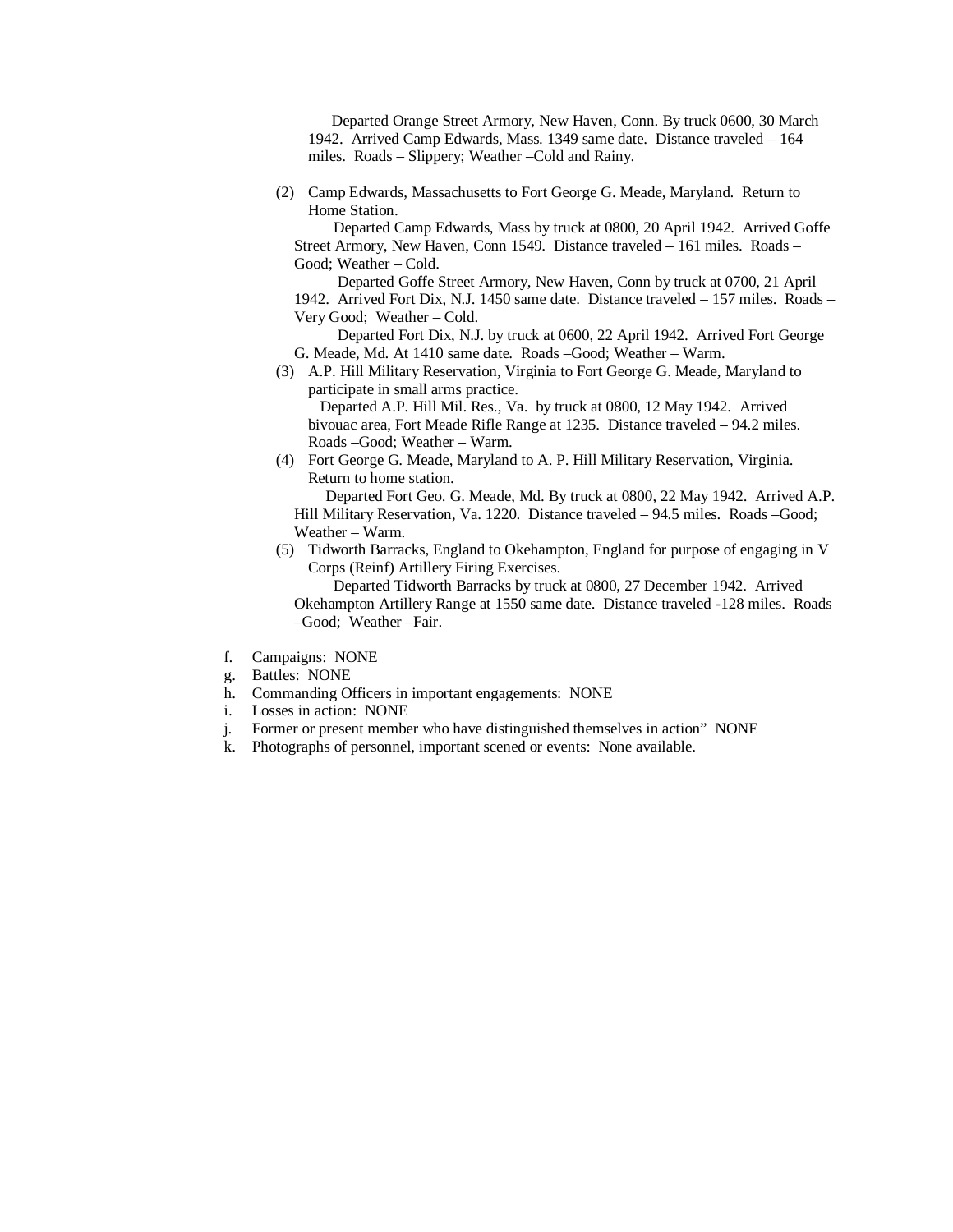Departed Orange Street Armory, New Haven, Conn. By truck 0600, 30 March 1942. Arrived Camp Edwards, Mass. 1349 same date. Distance traveled – 164 miles. Roads – Slippery; Weather –Cold and Rainy.

(2) Camp Edwards, Massachusetts to Fort George G. Meade, Maryland. Return to Home Station.

Departed Camp Edwards, Mass by truck at 0800, 20 April 1942. Arrived Goffe Street Armory, New Haven, Conn 1549. Distance traveled – 161 miles. Roads – Good; Weather – Cold.

Departed Goffe Street Armory, New Haven, Conn by truck at 0700, 21 April 1942. Arrived Fort Dix, N.J. 1450 same date. Distance traveled – 157 miles. Roads – Very Good; Weather – Cold.

Departed Fort Dix, N.J. by truck at 0600, 22 April 1942. Arrived Fort George G. Meade, Md. At 1410 same date. Roads –Good; Weather – Warm.

(3) A.P. Hill Military Reservation, Virginia to Fort George G. Meade, Maryland to participate in small arms practice.

Departed A.P. Hill Mil. Res., Va. by truck at 0800, 12 May 1942. Arrived bivouac area, Fort Meade Rifle Range at 1235. Distance traveled – 94.2 miles. Roads –Good; Weather – Warm.

(4) Fort George G. Meade, Maryland to A. P. Hill Military Reservation, Virginia. Return to home station.

Departed Fort Geo. G. Meade, Md. By truck at 0800, 22 May 1942. Arrived A.P. Hill Military Reservation, Va. 1220. Distance traveled – 94.5 miles. Roads –Good; Weather – Warm.

(5) Tidworth Barracks, England to Okehampton, England for purpose of engaging in V Corps (Reinf) Artillery Firing Exercises.

Departed Tidworth Barracks by truck at 0800, 27 December 1942. Arrived Okehampton Artillery Range at 1550 same date. Distance traveled -128 miles. Roads –Good; Weather –Fair.

f. Campaigns: NONE
g. Battles: NONE
h. Commanding Officers in important engagements: NONE
i. Losses in action: NONE
j. Former or present member who have distinguished themselves in action" NONE
k. Photographs of personnel, important scened or events: None available.